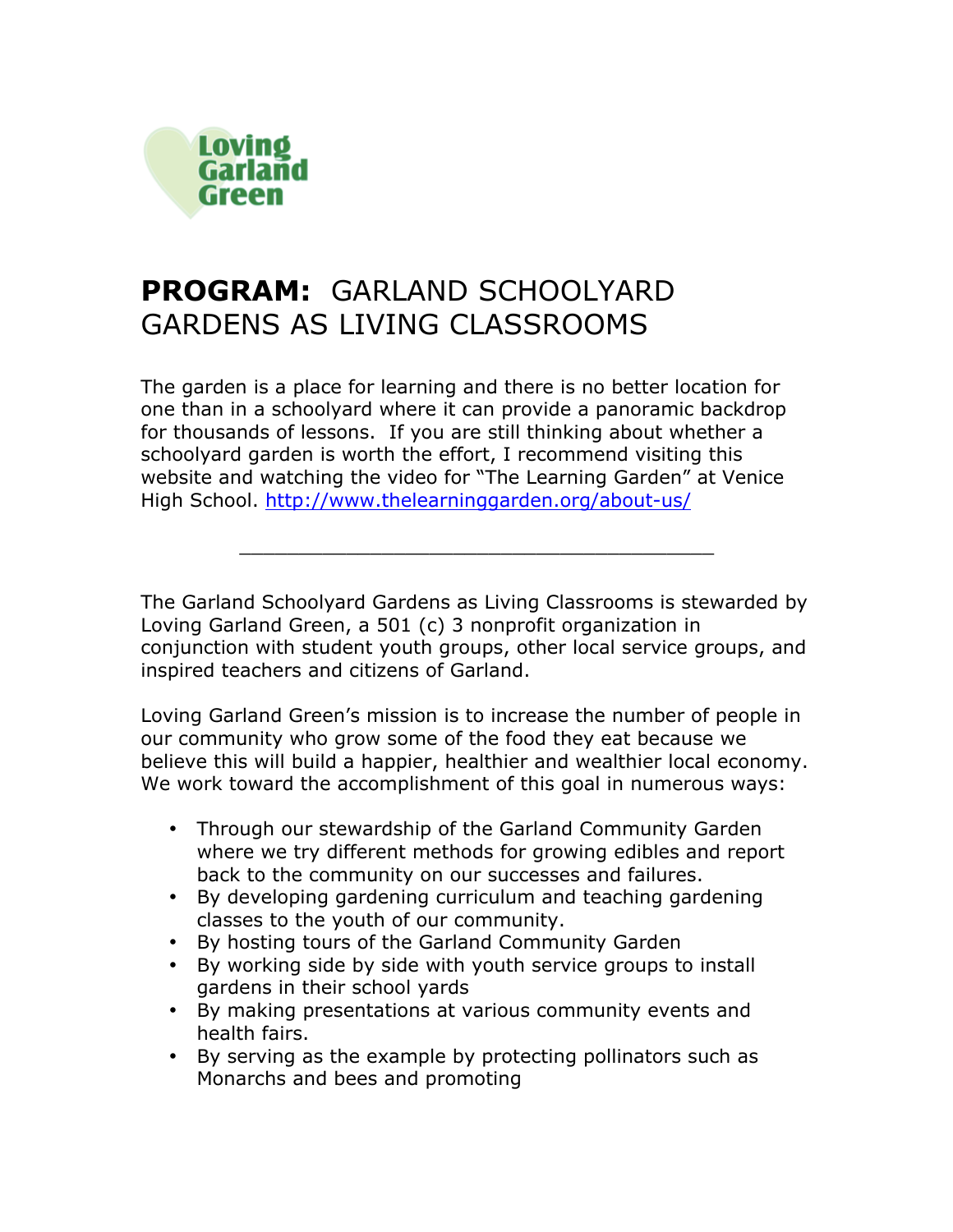Loving Garland Green

# **PROGRAM:** GARLAND SCHOOLYARD GARDENS AS LIVING CLASSROOMS

The garden is a place for learning and there is no better location for one than in a schoolyard where it can provide a panoramic backdrop for thousands of lessons. If you are still thinking about whether a schoolyard garden is worth the effort, I recommend visiting this website and watching the video for "The Learning Garden" at Venice High School. [http://www.thelearninggarden.org/about-us/](http://www.thelearninggarden.org/about-us/)

---

The Garland Schoolyard Gardens as Living Classrooms is stewarded by Loving Garland Green, a 501 (c) 3 nonprofit organization in conjunction with student youth groups, other local service groups, and inspired teachers and citizens of Garland.

Loving Garland Green's mission is to increase the number of people in our community who grow some of the food they eat because we believe this will build a happier, healthier and wealthier local economy. We work toward the accomplishment of this goal in numerous ways:

- Through our stewardship of the Garland Community Garden where we try different methods for growing edibles and report back to the community on our successes and failures.
- By developing gardening curriculum and teaching gardening classes to the youth of our community.
- By hosting tours of the Garland Community Garden
- By working side by side with youth service groups to install gardens in their school yards
- By making presentations at various community events and health fairs.
- By serving as the example by protecting pollinators such as Monarchs and bees and promoting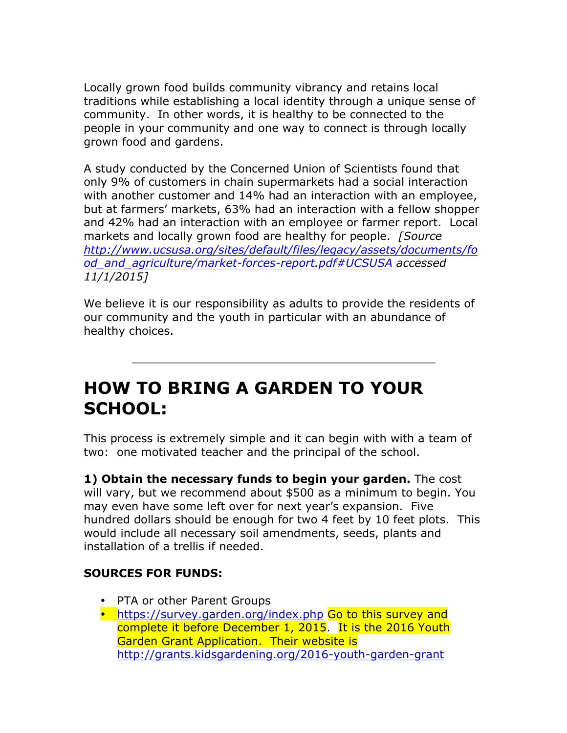Locally grown food builds community vibrancy and retains local traditions while establishing a local identity through a unique sense of community. In other words, it is healthy to be connected to the people in your community and one way to connect is through locally grown food and gardens.

A study conducted by the Concerned Union of Scientists found that only 9% of customers in chain supermarkets had a social interaction with another customer and 14% had an interaction with an employee, but at farmers' markets, 63% had an interaction with a fellow shopper and 42% had an interaction with an employee or farmer report. Local markets and locally grown food are healthy for people. *[Source http://www.ucsusa.org/sites/default/files/legacy/assets/documents/food_and_agriculture/market-forces-report.pdf#UCSUSA accessed 11/1/2015]*

We believe it is our responsibility as adults to provide the residents of our community and the youth in particular with an abundance of healthy choices.

---

# HOW TO BRING A GARDEN TO YOUR SCHOOL:

This process is extremely simple and it can begin with with a team of two: one motivated teacher and the principal of the school.

**1) Obtain the necessary funds to begin your garden.** The cost will vary, but we recommend about $500 as a minimum to begin. You may even have some left over for next year's expansion. Five hundred dollars should be enough for two 4 feet by 10 feet plots. This would include all necessary soil amendments, seeds, plants and installation of a trellis if needed.

**SOURCES FOR FUNDS:**

- PTA or other Parent Groups
- https://survey.garden.org/index.php Go to this survey and complete it before December 1, 2015. It is the 2016 Youth Garden Grant Application. Their website is http://grants.kidsgardening.org/2016-youth-garden-grant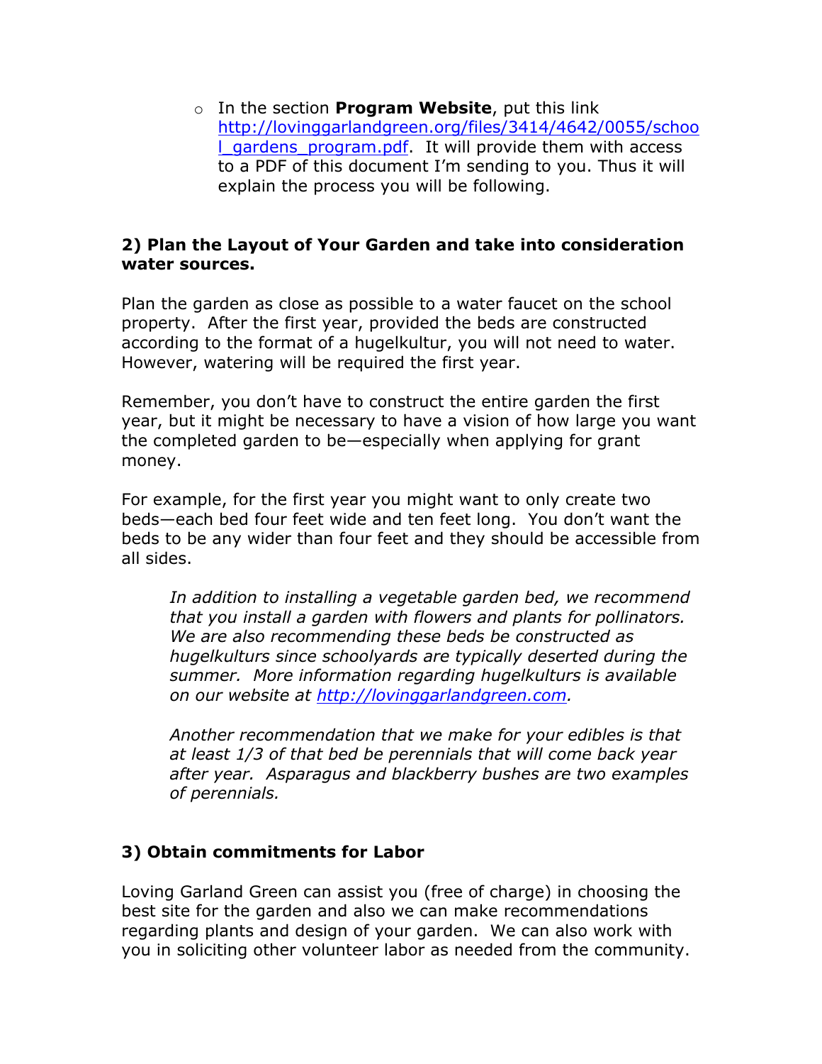- In the section **Program Website**, put this link [http://lovinggarlandgreen.org/files/3414/4642/0055/school_gardens_program.pdf](http://lovinggarlandgreen.org/files/3414/4642/0055/school_gardens_program.pdf). It will provide them with access to a PDF of this document I'm sending to you. Thus it will explain the process you will be following.

### 2) Plan the Layout of Your Garden and take into consideration water sources.

Plan the garden as close as possible to a water faucet on the school property. After the first year, provided the beds are constructed according to the format of a hugelkultur, you will not need to water. However, watering will be required the first year.

Remember, you don't have to construct the entire garden the first year, but it might be necessary to have a vision of how large you want the completed garden to be—especially when applying for grant money.

For example, for the first year you might want to only create two beds—each bed four feet wide and ten feet long. You don't want the beds to be any wider than four feet and they should be accessible from all sides.

> *In addition to installing a vegetable garden bed, we recommend that you install a garden with flowers and plants for pollinators. We are also recommending these beds be constructed as hugelkulturs since schoolyards are typically deserted during the summer. More information regarding hugelkulturs is available on our website at [http://lovinggarlandgreen.com](http://lovinggarlandgreen.com).*
>
> *Another recommendation that we make for your edibles is that at least 1/3 of that bed be perennials that will come back year after year. Asparagus and blackberry bushes are two examples of perennials.*

### 3) Obtain commitments for Labor

Loving Garland Green can assist you (free of charge) in choosing the best site for the garden and also we can make recommendations regarding plants and design of your garden. We can also work with you in soliciting other volunteer labor as needed from the community.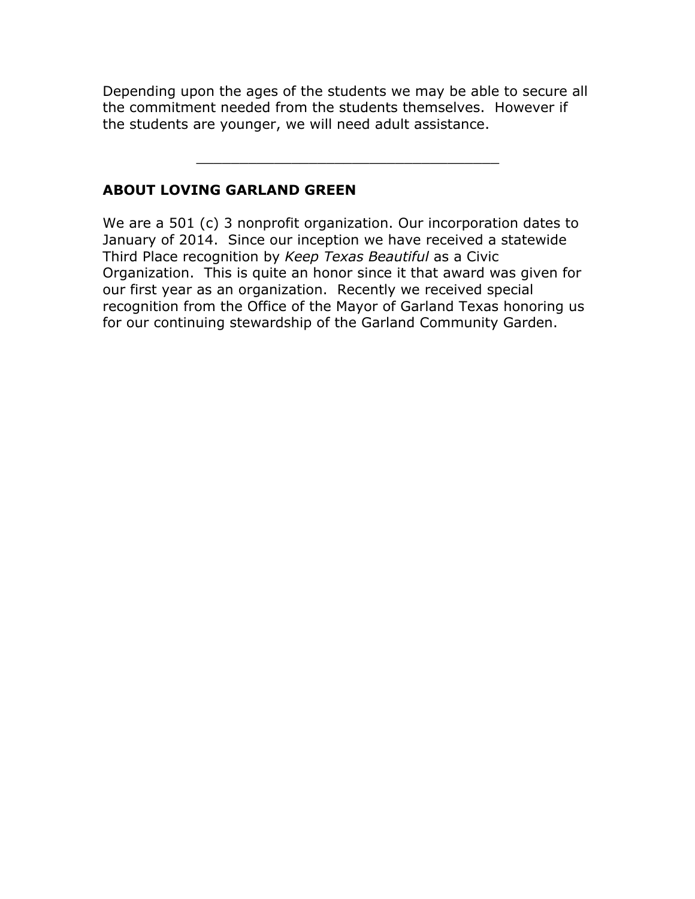Depending upon the ages of the students we may be able to secure all the commitment needed from the students themselves. However if the students are younger, we will need adult assistance.

---

## ABOUT LOVING GARLAND GREEN

We are a 501 (c) 3 nonprofit organization. Our incorporation dates to January of 2014. Since our inception we have received a statewide Third Place recognition by *Keep Texas Beautiful* as a Civic Organization. This is quite an honor since it that award was given for our first year as an organization. Recently we received special recognition from the Office of the Mayor of Garland Texas honoring us for our continuing stewardship of the Garland Community Garden.